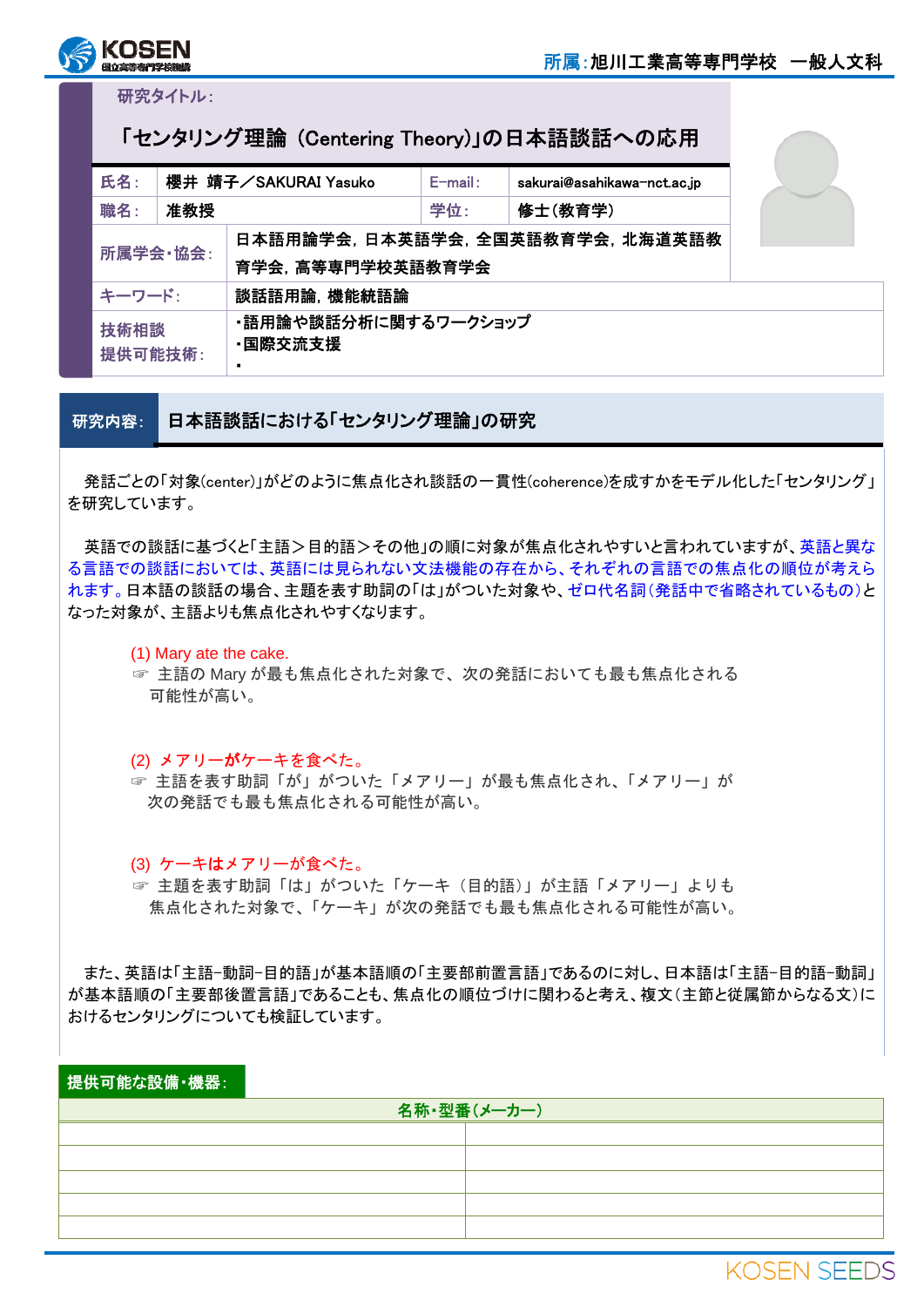所属:旭川工業高等専門学校　一般人文科

研究タイトル:

# 「センタリング理論（Centering Theory)」の日本語談話への応用

| 氏名: | 櫻井　靖子／SAKURAI Yasuko | E-mail: | sakurai@asahikawa-nct.ac.jp |
|---|---|---|---|
| 職名: | 准教授 | 学位: | 修士(教育学) |
| 所属学会・協会: | 日本語用論学会，日本英語学会，全国英語教育学会，北海道英語教育学会，高等専門学校英語教育学会 | | |
| キーワード: | 談話語用論，機能統語論 | | |
| 技術相談<br>提供可能技術: | ・語用論や談話分析に関するワークショップ<br>・国際交流支援<br>・ | | |

## 研究内容: 日本語談話における「センタリング理論」の研究

発話ごとの「対象(center)」がどのように焦点化され談話の一貫性(coherence)を成すかをモデル化した「センタリング」を研究しています。

英語での談話に基づくと「主語＞目的語＞その他」の順に対象が焦点化されやすいと言われていますが、英語と異なる言語での談話においては、英語には見られない文法機能の存在から、それぞれの言語での焦点化の順位が考えられます。日本語の談話の場合、主題を表す助詞の「は」がついた対象や、ゼロ代名詞（発話中で省略されているもの）となった対象が、主語よりも焦点化されやすくなります。

(1) Mary ate the cake.
☞ 主語の Mary が最も焦点化された対象で、次の発話においても最も焦点化される可能性が高い。

(2) メアリーがケーキを食べた。
☞ 主語を表す助詞「が」がついた「メアリー」が最も焦点化され、「メアリー」が次の発話でも最も焦点化される可能性が高い。

(3) ケーキはメアリーが食べた。
☞ 主題を表す助詞「は」がついた「ケーキ（目的語）」が主語「メアリー」よりも焦点化された対象で、「ケーキ」が次の発話でも最も焦点化される可能性が高い。

また、英語は「主語-動詞-目的語」が基本語順の「主要部前置言語」であるのに対し、日本語は「主語-目的語-動詞」が基本語順の「主要部後置言語」であることも、焦点化の順位づけに関わると考え、複文（主節と従属節からなる文）におけるセンタリングについても検証しています。

## 提供可能な設備・機器:

| 名称・型番(メーカー) | |
|---|---|
| | |
| | |
| | |
| | |
| | |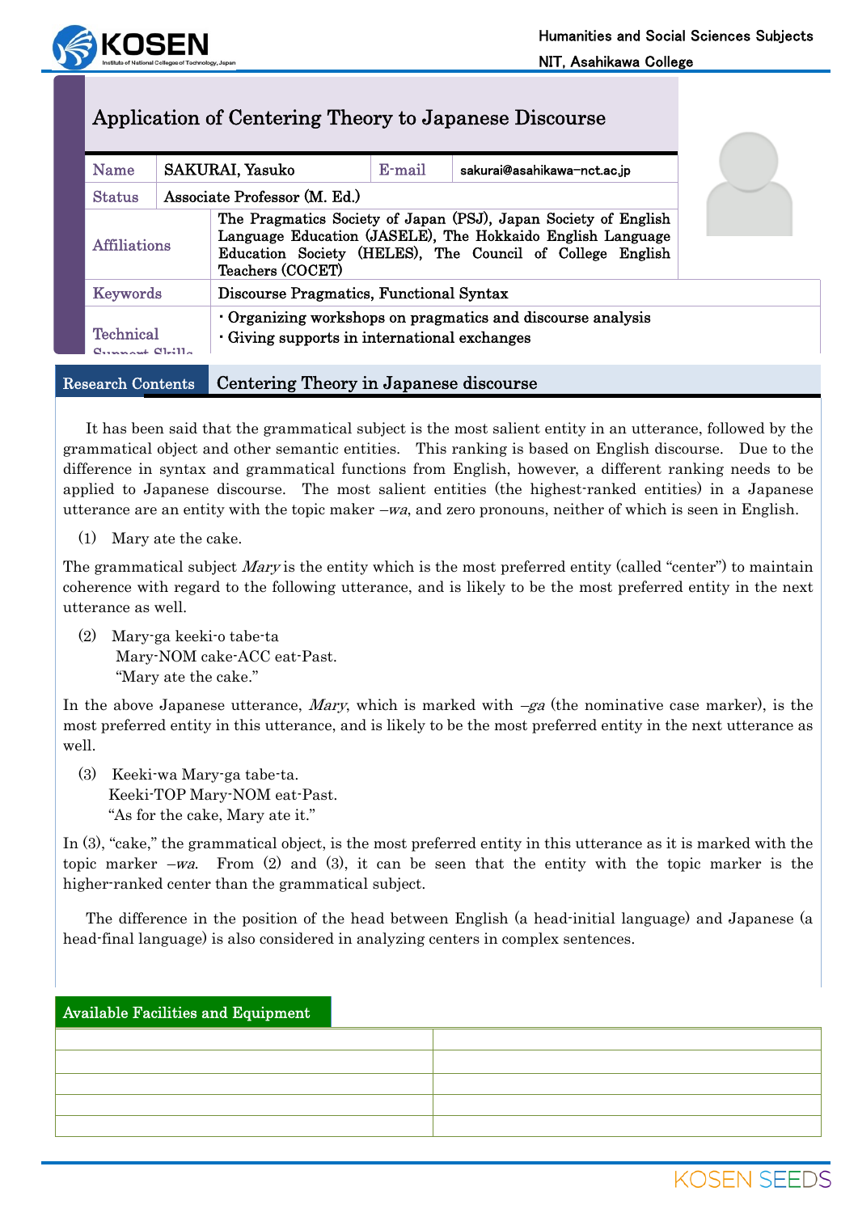# Application of Centering Theory to Japanese Discourse

| | |
|---|---|
| Name | SAKURAI, Yasuko |
| E-mail | sakurai@asahikawa-nct.ac.jp |
| Status | Associate Professor (M. Ed.) |
| Affiliations | The Pragmatics Society of Japan (PSJ), Japan Society of English Language Education (JASELE), The Hokkaido English Language Education Society (HELES), The Council of College English Teachers (COCET) |
| Keywords | Discourse Pragmatics, Functional Syntax |
| Technical Support Skills | ・Organizing workshops on pragmatics and discourse analysis<br>・Giving supports in international exchanges |

## Research Contents: Centering Theory in Japanese discourse

It has been said that the grammatical subject is the most salient entity in an utterance, followed by the grammatical object and other semantic entities. This ranking is based on English discourse. Due to the difference in syntax and grammatical functions from English, however, a different ranking needs to be applied to Japanese discourse. The most salient entities (the highest-ranked entities) in a Japanese utterance are an entity with the topic maker *–wa*, and zero pronouns, neither of which is seen in English.

(1) Mary ate the cake.

The grammatical subject *Mary* is the entity which is the most preferred entity (called "center") to maintain coherence with regard to the following utterance, and is likely to be the most preferred entity in the next utterance as well.

(2) Mary-ga keeki-o tabe-ta
Mary-NOM cake-ACC eat-Past.
"Mary ate the cake."

In the above Japanese utterance, *Mary*, which is marked with *–ga* (the nominative case marker), is the most preferred entity in this utterance, and is likely to be the most preferred entity in the next utterance as well.

(3) Keeki-wa Mary-ga tabe-ta.
Keeki-TOP Mary-NOM eat-Past.
"As for the cake, Mary ate it."

In (3), "cake," the grammatical object, is the most preferred entity in this utterance as it is marked with the topic marker *–wa*. From (2) and (3), it can be seen that the entity with the topic marker is the higher-ranked center than the grammatical subject.

The difference in the position of the head between English (a head-initial language) and Japanese (a head-final language) is also considered in analyzing centers in complex sentences.

## Available Facilities and Equipment

| | |
|---|---|
| | |
| | |
| | |
| | |
| | |